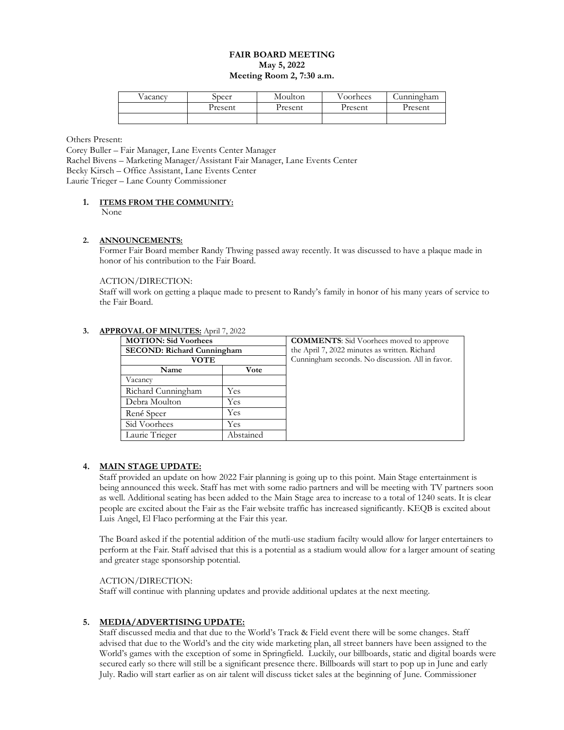**FAIR BOARD MEETING**
**May 5, 2022**
**Meeting Room 2, 7:30 a.m.**

| Vacancy | Speer | Moulton | Voorhees | Cunningham |
|---|---|---|---|---|
| | Present | Present | Present | Present |
| | | | | |

Others Present:
Corey Buller – Fair Manager, Lane Events Center Manager
Rachel Bivens – Marketing Manager/Assistant Fair Manager, Lane Events Center
Becky Kirsch – Office Assistant, Lane Events Center
Laurie Trieger – Lane County Commissioner

1. **ITEMS FROM THE COMMUNITY:**
   None

2. **ANNOUNCEMENTS:**
   Former Fair Board member Randy Thwing passed away recently. It was discussed to have a plaque made in honor of his contribution to the Fair Board.

   ACTION/DIRECTION:
   Staff will work on getting a plaque made to present to Randy's family in honor of his many years of service to the Fair Board.

3. **APPROVAL OF MINUTES:** April 7, 2022

| **MOTION: Sid Voorhees** | | **COMMENTS**: Sid Voorhees moved to approve the April 7, 2022 minutes as written. Richard Cunningham seconds. No discussion. All in favor. |
|---|---|---|
| **SECOND: Richard Cunningham** | | |
| **VOTE** | | |
| **Name** | **Vote** | |
| Vacancy | | |
| Richard Cunningham | Yes | |
| Debra Moulton | Yes | |
| René Speer | Yes | |
| Sid Voorhees | Yes | |
| Laurie Trieger | Abstained | |

4. **MAIN STAGE UPDATE:**
   Staff provided an update on how 2022 Fair planning is going up to this point. Main Stage entertainment is being announced this week. Staff has met with some radio partners and will be meeting with TV partners soon as well. Additional seating has been added to the Main Stage area to increase to a total of 1240 seats. It is clear people are excited about the Fair as the Fair website traffic has increased significantly. KEQB is excited about Luis Angel, El Flaco performing at the Fair this year.

   The Board asked if the potential addition of the mutli-use stadium facilty would allow for larger entertainers to perform at the Fair. Staff advised that this is a potential as a stadium would allow for a larger amount of seating and greater stage sponsorship potential.

   ACTION/DIRECTION:
   Staff will continue with planning updates and provide additional updates at the next meeting.

5. **MEDIA/ADVERTISING UPDATE:**
   Staff discussed media and that due to the World's Track & Field event there will be some changes. Staff advised that due to the World's and the city wide marketing plan, all street banners have been assigned to the World's games with the exception of some in Springfield. Luckily, our billboards, static and digital boards were secured early so there will still be a significant presence there. Billboards will start to pop up in June and early July. Radio will start earlier as on air talent will discuss ticket sales at the beginning of June. Commissioner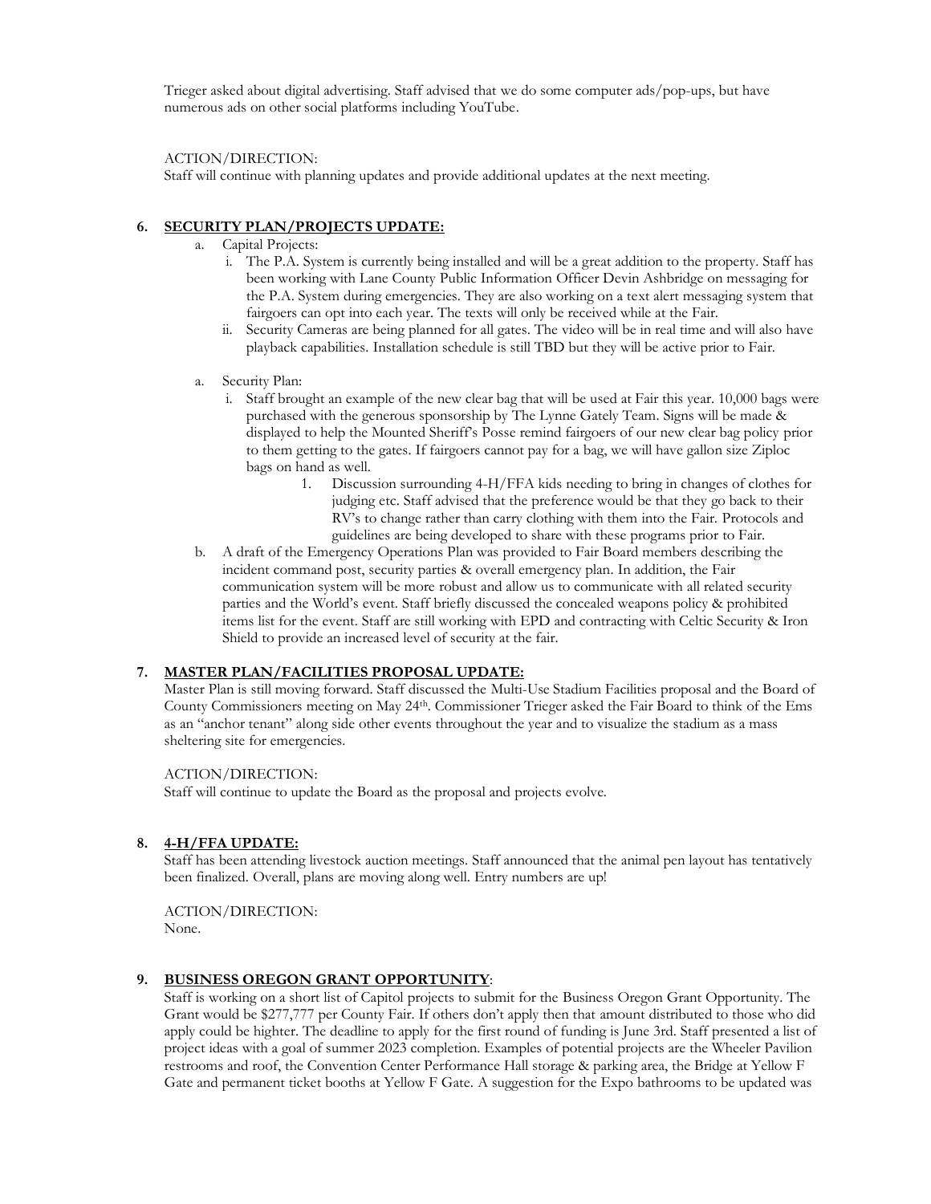Trieger asked about digital advertising. Staff advised that we do some computer ads/pop-ups, but have numerous ads on other social platforms including YouTube.

ACTION/DIRECTION:
Staff will continue with planning updates and provide additional updates at the next meeting.

**6. SECURITY PLAN/PROJECTS UPDATE:**

a. Capital Projects:

i. The P.A. System is currently being installed and will be a great addition to the property. Staff has been working with Lane County Public Information Officer Devin Ashbridge on messaging for the P.A. System during emergencies. They are also working on a text alert messaging system that fairgoers can opt into each year. The texts will only be received while at the Fair.

ii. Security Cameras are being planned for all gates. The video will be in real time and will also have playback capabilities. Installation schedule is still TBD but they will be active prior to Fair.

a. Security Plan:

i. Staff brought an example of the new clear bag that will be used at Fair this year. 10,000 bags were purchased with the generous sponsorship by The Lynne Gately Team. Signs will be made & displayed to help the Mounted Sheriff's Posse remind fairgoers of our new clear bag policy prior to them getting to the gates. If fairgoers cannot pay for a bag, we will have gallon size Ziploc bags on hand as well.

1. Discussion surrounding 4-H/FFA kids needing to bring in changes of clothes for judging etc. Staff advised that the preference would be that they go back to their RV's to change rather than carry clothing with them into the Fair. Protocols and guidelines are being developed to share with these programs prior to Fair.

b. A draft of the Emergency Operations Plan was provided to Fair Board members describing the incident command post, security parties & overall emergency plan. In addition, the Fair communication system will be more robust and allow us to communicate with all related security parties and the World's event. Staff briefly discussed the concealed weapons policy & prohibited items list for the event. Staff are still working with EPD and contracting with Celtic Security & Iron Shield to provide an increased level of security at the fair.

**7. MASTER PLAN/FACILITIES PROPOSAL UPDATE:**

Master Plan is still moving forward. Staff discussed the Multi-Use Stadium Facilities proposal and the Board of County Commissioners meeting on May 24th. Commissioner Trieger asked the Fair Board to think of the Ems as an "anchor tenant" along side other events throughout the year and to visualize the stadium as a mass sheltering site for emergencies.

ACTION/DIRECTION:
Staff will continue to update the Board as the proposal and projects evolve.

**8. 4-H/FFA UPDATE:**

Staff has been attending livestock auction meetings. Staff announced that the animal pen layout has tentatively been finalized. Overall, plans are moving along well. Entry numbers are up!

ACTION/DIRECTION:
None.

**9. BUSINESS OREGON GRANT OPPORTUNITY**:

Staff is working on a short list of Capitol projects to submit for the Business Oregon Grant Opportunity. The Grant would be $277,777 per County Fair. If others don't apply then that amount distributed to those who did apply could be highter. The deadline to apply for the first round of funding is June 3rd. Staff presented a list of project ideas with a goal of summer 2023 completion. Examples of potential projects are the Wheeler Pavilion restrooms and roof, the Convention Center Performance Hall storage & parking area, the Bridge at Yellow F Gate and permanent ticket booths at Yellow F Gate. A suggestion for the Expo bathrooms to be updated was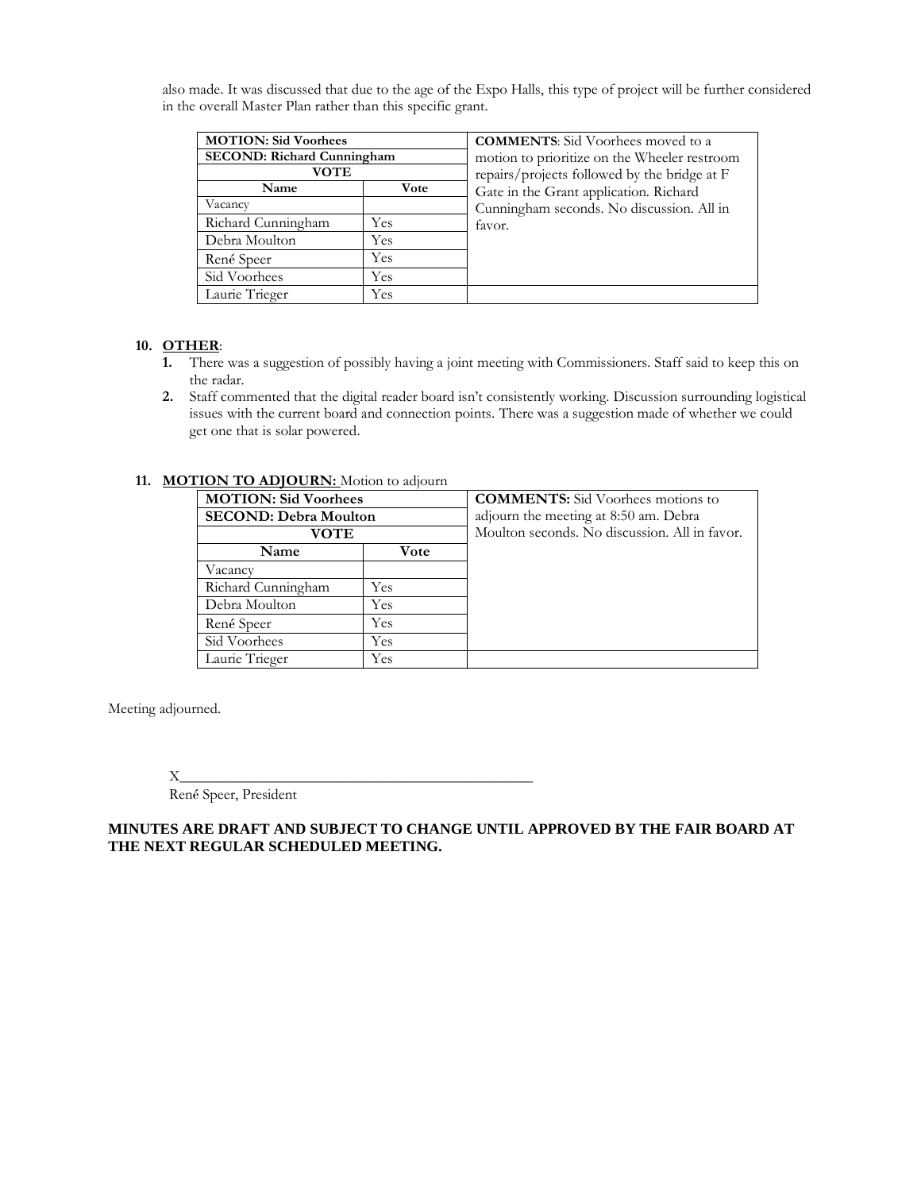also made. It was discussed that due to the age of the Expo Halls, this type of project will be further considered in the overall Master Plan rather than this specific grant.

| **MOTION: Sid Voorhees** | | **COMMENTS**: Sid Voorhees moved to a motion to prioritize on the Wheeler restroom repairs/projects followed by the bridge at F Gate in the Grant application. Richard Cunningham seconds. No discussion. All in favor. |
|---|---|---|
| **SECOND: Richard Cunningham** | | |
| **VOTE** | | |
| **Name** | **Vote** | |
| Vacancy | | |
| Richard Cunningham | Yes | |
| Debra Moulton | Yes | |
| René Speer | Yes | |
| Sid Voorhees | Yes | |
| Laurie Trieger | Yes | |

**10. OTHER**:

1. There was a suggestion of possibly having a joint meeting with Commissioners. Staff said to keep this on the radar.
2. Staff commented that the digital reader board isn't consistently working. Discussion surrounding logistical issues with the current board and connection points. There was a suggestion made of whether we could get one that is solar powered.

**11. MOTION TO ADJOURN:** Motion to adjourn

| **MOTION: Sid Voorhees** | | **COMMENTS:** Sid Voorhees motions to adjourn the meeting at 8:50 am. Debra Moulton seconds. No discussion. All in favor. |
|---|---|---|
| **SECOND: Debra Moulton** | | |
| **VOTE** | | |
| **Name** | **Vote** | |
| Vacancy | | |
| Richard Cunningham | Yes | |
| Debra Moulton | Yes | |
| René Speer | Yes | |
| Sid Voorhees | Yes | |
| Laurie Trieger | Yes | |

Meeting adjourned.

X_______________________________________________

René Speer, President

**MINUTES ARE DRAFT AND SUBJECT TO CHANGE UNTIL APPROVED BY THE FAIR BOARD AT THE NEXT REGULAR SCHEDULED MEETING.**